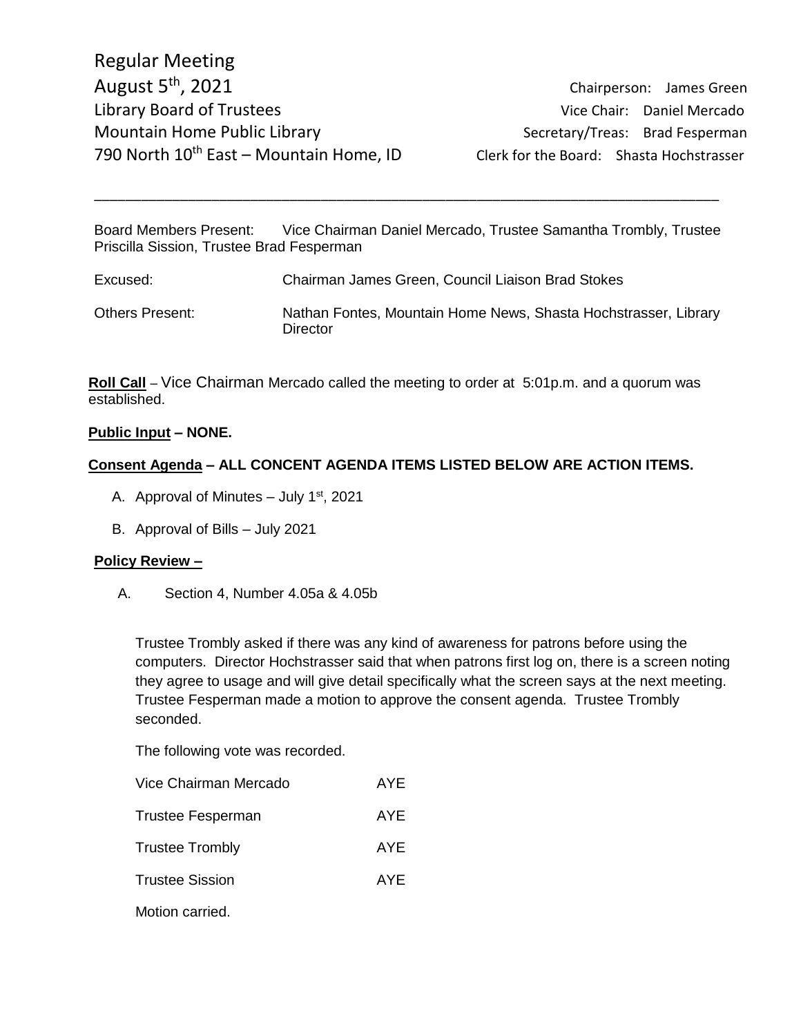Regular Meeting
August 5th, 2021
Library Board of Trustees
Mountain Home Public Library
790 North 10th East – Mountain Home, ID

Chairperson: James Green
Vice Chair: Daniel Mercado
Secretary/Treas: Brad Fesperman
Clerk for the Board: Shasta Hochstrasser

---

Board Members Present: Vice Chairman Daniel Mercado, Trustee Samantha Trombly, Trustee Priscilla Sission, Trustee Brad Fesperman

Excused: Chairman James Green, Council Liaison Brad Stokes

Others Present: Nathan Fontes, Mountain Home News, Shasta Hochstrasser, Library Director

**Roll Call** – Vice Chairman Mercado called the meeting to order at 5:01p.m. and a quorum was established.

**Public Input – NONE.**

**Consent Agenda – ALL CONCENT AGENDA ITEMS LISTED BELOW ARE ACTION ITEMS.**

A. Approval of Minutes – July 1st, 2021

B. Approval of Bills – July 2021

**Policy Review –**

A. Section 4, Number 4.05a & 4.05b

Trustee Trombly asked if there was any kind of awareness for patrons before using the computers. Director Hochstrasser said that when patrons first log on, there is a screen noting they agree to usage and will give detail specifically what the screen says at the next meeting. Trustee Fesperman made a motion to approve the consent agenda. Trustee Trombly seconded.

The following vote was recorded.

| | |
|---|---|
| Vice Chairman Mercado | AYE |
| Trustee Fesperman | AYE |
| Trustee Trombly | AYE |
| Trustee Sission | AYE |

Motion carried.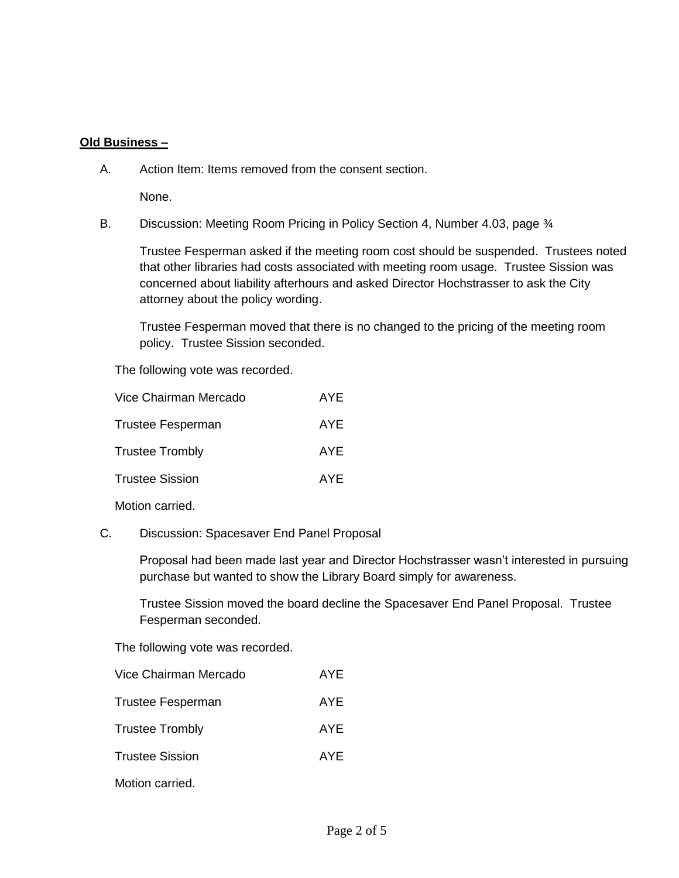**Old Business –**

A. Action Item: Items removed from the consent section.

None.

B. Discussion: Meeting Room Pricing in Policy Section 4, Number 4.03, page ¾

Trustee Fesperman asked if the meeting room cost should be suspended. Trustees noted that other libraries had costs associated with meeting room usage. Trustee Sission was concerned about liability afterhours and asked Director Hochstrasser to ask the City attorney about the policy wording.

Trustee Fesperman moved that there is no changed to the pricing of the meeting room policy. Trustee Sission seconded.

The following vote was recorded.

| | |
|---|---|
| Vice Chairman Mercado | AYE |
| Trustee Fesperman | AYE |
| Trustee Trombly | AYE |
| Trustee Sission | AYE |

Motion carried.

C. Discussion: Spacesaver End Panel Proposal

Proposal had been made last year and Director Hochstrasser wasn't interested in pursuing purchase but wanted to show the Library Board simply for awareness.

Trustee Sission moved the board decline the Spacesaver End Panel Proposal. Trustee Fesperman seconded.

The following vote was recorded.

| | |
|---|---|
| Vice Chairman Mercado | AYE |
| Trustee Fesperman | AYE |
| Trustee Trombly | AYE |
| Trustee Sission | AYE |

Motion carried.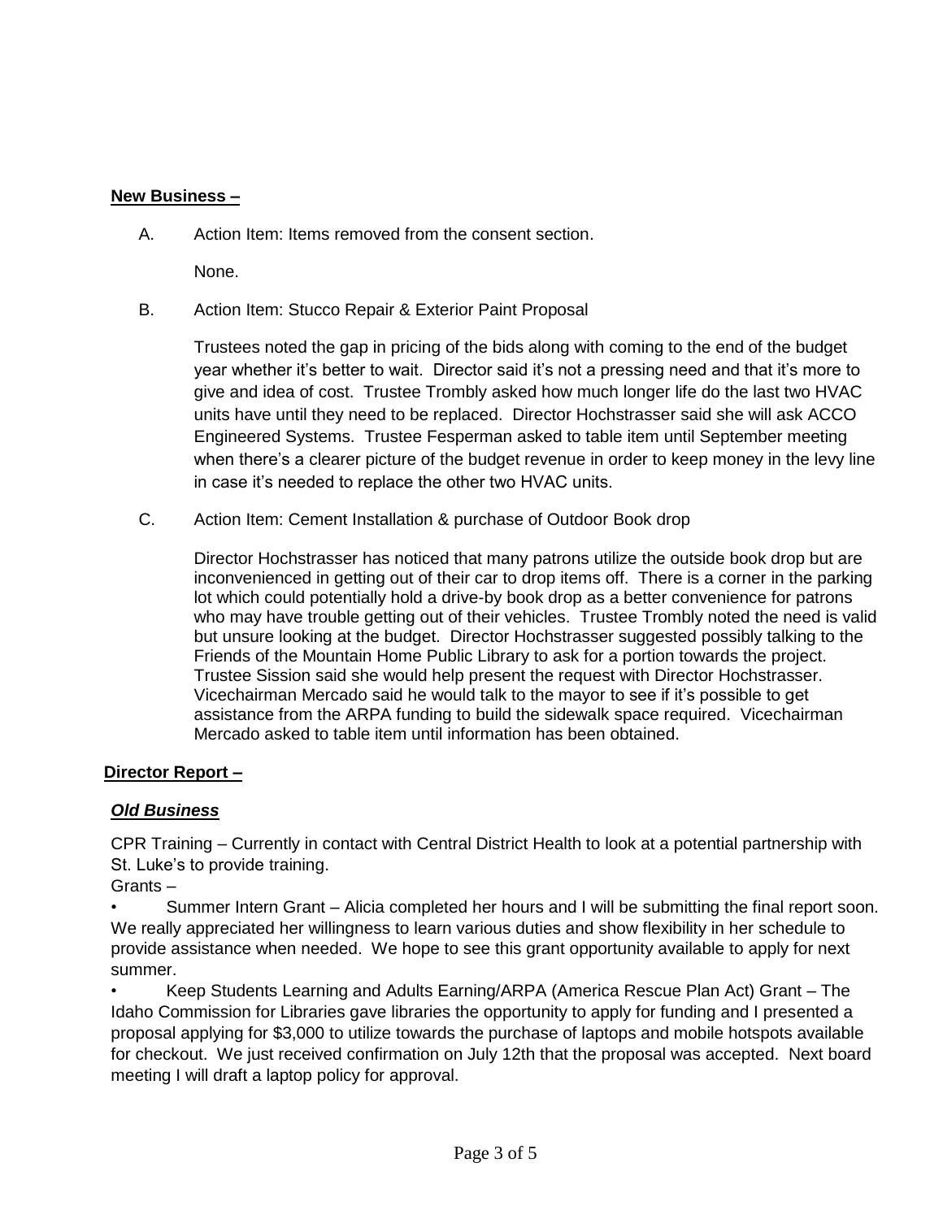**New Business –**

A. Action Item: Items removed from the consent section.

None.

B. Action Item: Stucco Repair & Exterior Paint Proposal

Trustees noted the gap in pricing of the bids along with coming to the end of the budget year whether it's better to wait. Director said it's not a pressing need and that it's more to give and idea of cost. Trustee Trombly asked how much longer life do the last two HVAC units have until they need to be replaced. Director Hochstrasser said she will ask ACCO Engineered Systems. Trustee Fesperman asked to table item until September meeting when there's a clearer picture of the budget revenue in order to keep money in the levy line in case it's needed to replace the other two HVAC units.

C. Action Item: Cement Installation & purchase of Outdoor Book drop

Director Hochstrasser has noticed that many patrons utilize the outside book drop but are inconvenienced in getting out of their car to drop items off. There is a corner in the parking lot which could potentially hold a drive-by book drop as a better convenience for patrons who may have trouble getting out of their vehicles. Trustee Trombly noted the need is valid but unsure looking at the budget. Director Hochstrasser suggested possibly talking to the Friends of the Mountain Home Public Library to ask for a portion towards the project. Trustee Sission said she would help present the request with Director Hochstrasser. Vicechairman Mercado said he would talk to the mayor to see if it's possible to get assistance from the ARPA funding to build the sidewalk space required. Vicechairman Mercado asked to table item until information has been obtained.

**Director Report –**

***Old Business***

CPR Training – Currently in contact with Central District Health to look at a potential partnership with St. Luke's to provide training.

Grants –

- Summer Intern Grant – Alicia completed her hours and I will be submitting the final report soon. We really appreciated her willingness to learn various duties and show flexibility in her schedule to provide assistance when needed. We hope to see this grant opportunity available to apply for next summer.
- Keep Students Learning and Adults Earning/ARPA (America Rescue Plan Act) Grant – The Idaho Commission for Libraries gave libraries the opportunity to apply for funding and I presented a proposal applying for $3,000 to utilize towards the purchase of laptops and mobile hotspots available for checkout. We just received confirmation on July 12th that the proposal was accepted. Next board meeting I will draft a laptop policy for approval.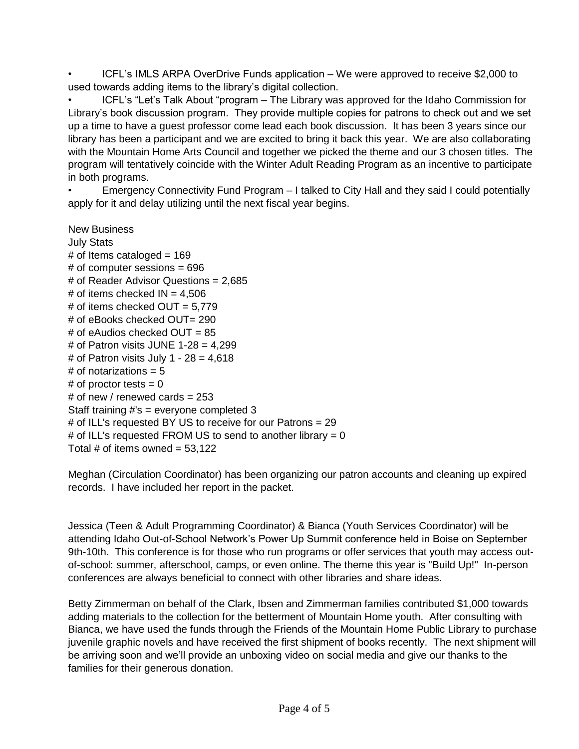- ICFL's IMLS ARPA OverDrive Funds application – We were approved to receive $2,000 to used towards adding items to the library's digital collection.
- ICFL's "Let's Talk About "program – The Library was approved for the Idaho Commission for Library's book discussion program. They provide multiple copies for patrons to check out and we set up a time to have a guest professor come lead each book discussion. It has been 3 years since our library has been a participant and we are excited to bring it back this year. We are also collaborating with the Mountain Home Arts Council and together we picked the theme and our 3 chosen titles. The program will tentatively coincide with the Winter Adult Reading Program as an incentive to participate in both programs.
- Emergency Connectivity Fund Program – I talked to City Hall and they said I could potentially apply for it and delay utilizing until the next fiscal year begins.

New Business
July Stats
# of Items cataloged = 169
# of computer sessions = 696
# of Reader Advisor Questions = 2,685
# of items checked IN = 4,506
# of items checked OUT = 5,779
# of eBooks checked OUT= 290
# of eAudios checked OUT = 85
# of Patron visits JUNE 1-28 = 4,299
# of Patron visits July 1 - 28 = 4,618
# of notarizations = 5
# of proctor tests = 0
# of new / renewed cards = 253
Staff training #'s = everyone completed 3
# of ILL's requested BY US to receive for our Patrons = 29
# of ILL's requested FROM US to send to another library = 0
Total # of items owned = 53,122

Meghan (Circulation Coordinator) has been organizing our patron accounts and cleaning up expired records. I have included her report in the packet.

Jessica (Teen & Adult Programming Coordinator) & Bianca (Youth Services Coordinator) will be attending Idaho Out-of-School Network's Power Up Summit conference held in Boise on September 9th-10th. This conference is for those who run programs or offer services that youth may access out-of-school: summer, afterschool, camps, or even online. The theme this year is "Build Up!" In-person conferences are always beneficial to connect with other libraries and share ideas.

Betty Zimmerman on behalf of the Clark, Ibsen and Zimmerman families contributed $1,000 towards adding materials to the collection for the betterment of Mountain Home youth. After consulting with Bianca, we have used the funds through the Friends of the Mountain Home Public Library to purchase juvenile graphic novels and have received the first shipment of books recently. The next shipment will be arriving soon and we'll provide an unboxing video on social media and give our thanks to the families for their generous donation.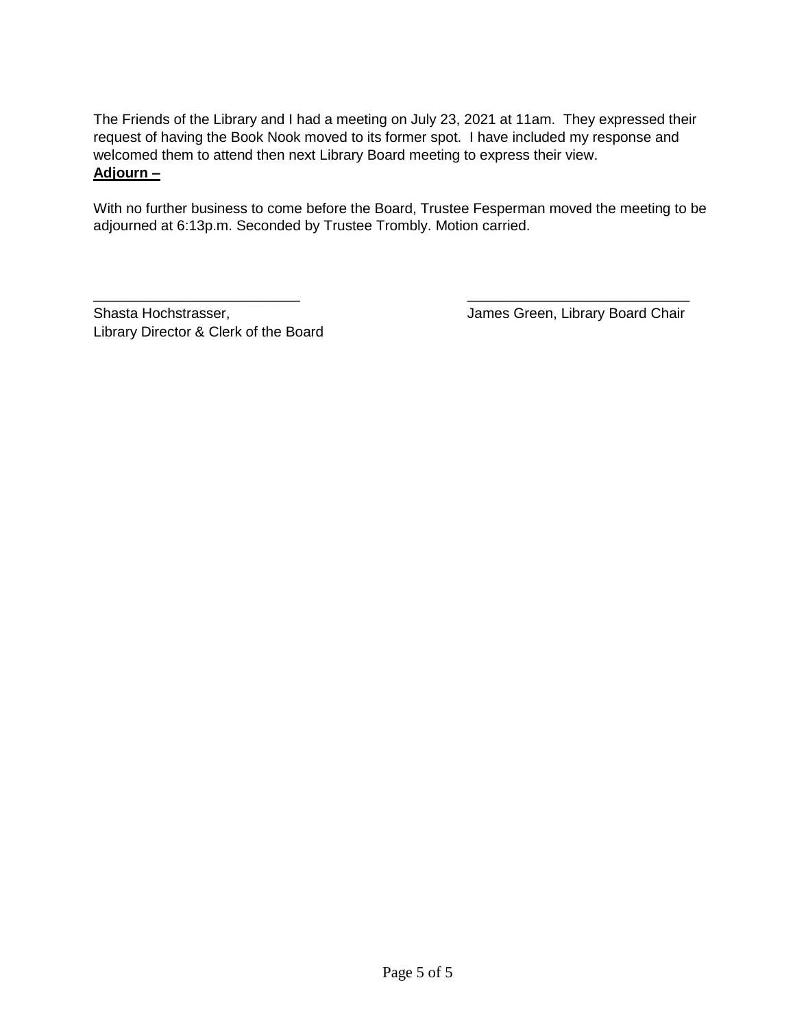The Friends of the Library and I had a meeting on July 23, 2021 at 11am. They expressed their request of having the Book Nook moved to its former spot. I have included my response and welcomed them to attend then next Library Board meeting to express their view.

**Adjourn –**

With no further business to come before the Board, Trustee Fesperman moved the meeting to be adjourned at 6:13p.m. Seconded by Trustee Trombly. Motion carried.

| | |
|---|---|
| ___________________________ | ___________________________ |
| Shasta Hochstrasser,<br>Library Director & Clerk of the Board | James Green, Library Board Chair |